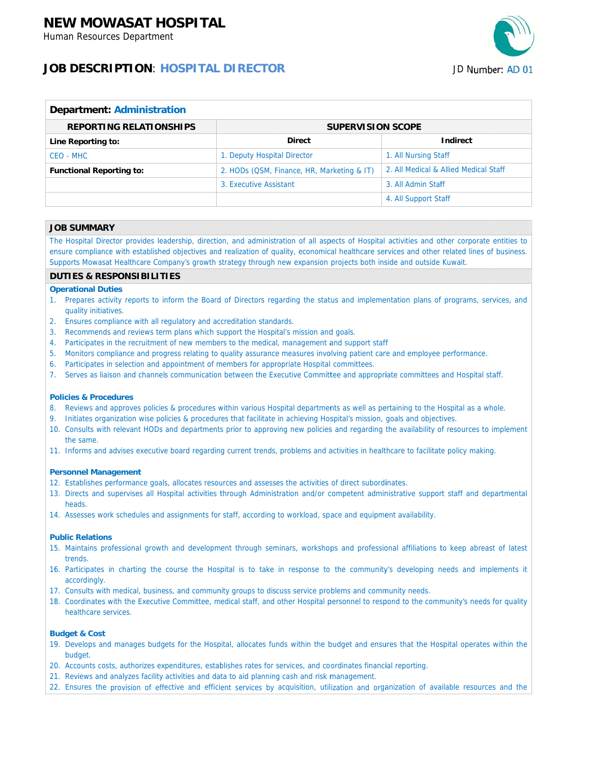# NEW MOWASAT HOSPITAL

Human Resources Department

## JOB DESCRIPTION: HOSPITAL DIRECTOR

JD Number: AD 01

| Department: Administration | | |
|---|---|---|
| **REPORTING RELATIONSHIPS** | **SUPERVISION SCOPE** | |
| **Line Reporting to:** | **Direct** | **Indirect** |
| CEO - MHC | 1. Deputy Hospital Director | 1. All Nursing Staff |
| **Functional Reporting to:** | 2. HODs (QSM, Finance, HR, Marketing & IT) | 2. All Medical & Allied Medical Staff |
| | 3. Executive Assistant | 3. All Admin Staff |
| | | 4. All Support Staff |

### JOB SUMMARY

The Hospital Director provides leadership, direction, and administration of all aspects of Hospital activities and other corporate entities to ensure compliance with established objectives and realization of quality, economical healthcare services and other related lines of business. Supports Mowasat Healthcare Company's growth strategy through new expansion projects both inside and outside Kuwait.

### DUTIES & RESPONSIBILITIES

**Operational Duties**

1. Prepares activity reports to inform the Board of Directors regarding the status and implementation plans of programs, services, and quality initiatives.
2. Ensures compliance with all regulatory and accreditation standards.
3. Recommends and reviews term plans which support the Hospital's mission and goals.
4. Participates in the recruitment of new members to the medical, management and support staff
5. Monitors compliance and progress relating to quality assurance measures involving patient care and employee performance.
6. Participates in selection and appointment of members for appropriate Hospital committees.
7. Serves as liaison and channels communication between the Executive Committee and appropriate committees and Hospital staff.

**Policies & Procedures**

8. Reviews and approves policies & procedures within various Hospital departments as well as pertaining to the Hospital as a whole.
9. Initiates organization wise policies & procedures that facilitate in achieving Hospital's mission, goals and objectives.
10. Consults with relevant HODs and departments prior to approving new policies and regarding the availability of resources to implement the same.
11. Informs and advises executive board regarding current trends, problems and activities in healthcare to facilitate policy making.

**Personnel Management**

12. Establishes performance goals, allocates resources and assesses the activities of direct subordinates.
13. Directs and supervises all Hospital activities through Administration and/or competent administrative support staff and departmental heads.
14. Assesses work schedules and assignments for staff, according to workload, space and equipment availability.

**Public Relations**

15. Maintains professional growth and development through seminars, workshops and professional affiliations to keep abreast of latest trends.
16. Participates in charting the course the Hospital is to take in response to the community's developing needs and implements it accordingly.
17. Consults with medical, business, and community groups to discuss service problems and community needs.
18. Coordinates with the Executive Committee, medical staff, and other Hospital personnel to respond to the community's needs for quality healthcare services.

**Budget & Cost**

19. Develops and manages budgets for the Hospital, allocates funds within the budget and ensures that the Hospital operates within the budget.
20. Accounts costs, authorizes expenditures, establishes rates for services, and coordinates financial reporting.
21. Reviews and analyzes facility activities and data to aid planning cash and risk management.
22. Ensures the provision of effective and efficient services by acquisition, utilization and organization of available resources and the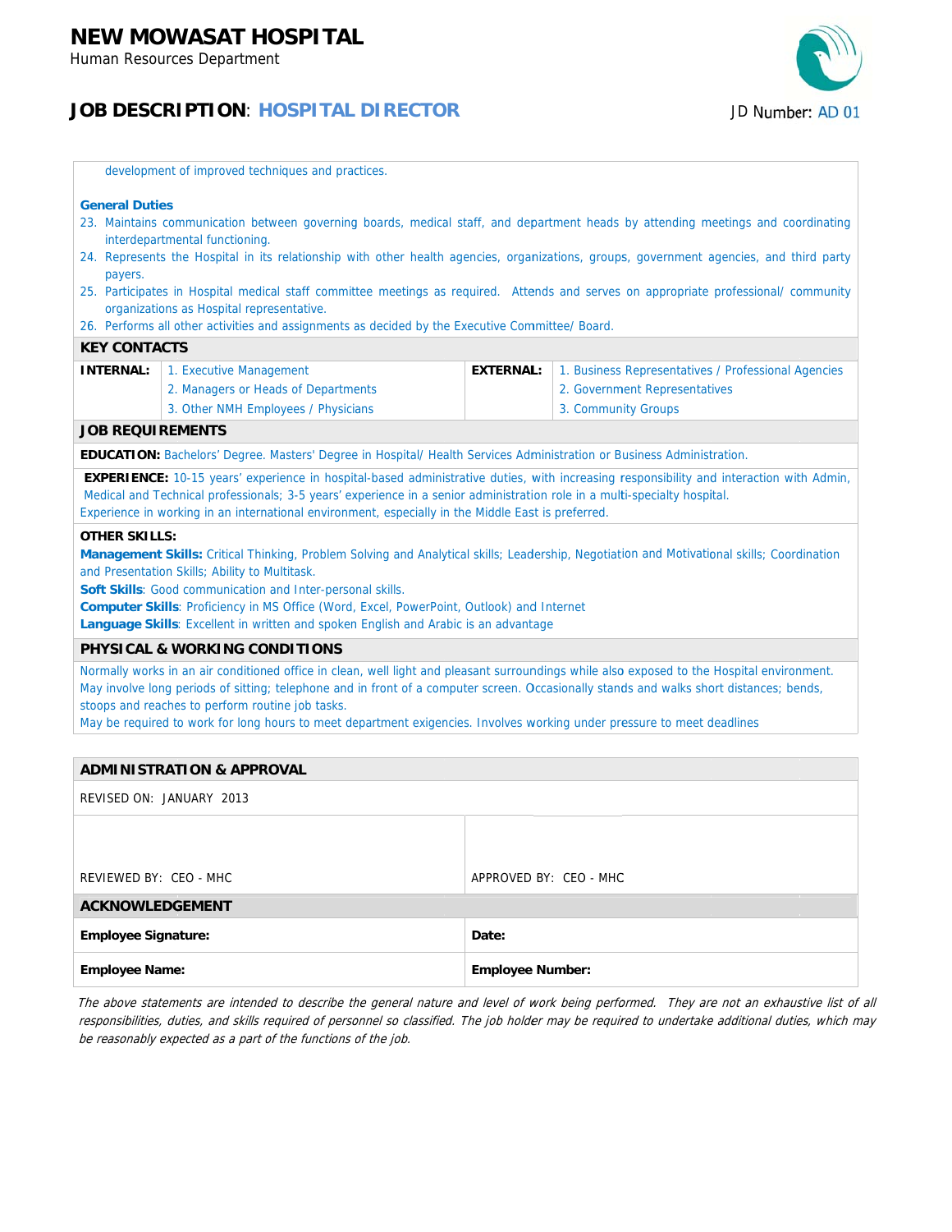# NEW MOWASAT HOSPITAL

Human Resources Department

## JOB DESCRIPTION: HOSPITAL DIRECTOR

JD Number: AD 01

development of improved techniques and practices.

**General Duties**

23. Maintains communication between governing boards, medical staff, and department heads by attending meetings and coordinating interdepartmental functioning.
24. Represents the Hospital in its relationship with other health agencies, organizations, groups, government agencies, and third party payers.
25. Participates in Hospital medical staff committee meetings as required. Attends and serves on appropriate professional/ community organizations as Hospital representative.
26. Performs all other activities and assignments as decided by the Executive Committee/ Board.

### KEY CONTACTS

| | | | |
|---|---|---|---|
| **INTERNAL:** | 1. Executive Management | **EXTERNAL:** | 1. Business Representatives / Professional Agencies |
| | 2. Managers or Heads of Departments | | 2. Government Representatives |
| | 3. Other NMH Employees / Physicians | | 3. Community Groups |

### JOB REQUIREMENTS

**EDUCATION:** Bachelors' Degree. Masters' Degree in Hospital/ Health Services Administration or Business Administration.

**EXPERIENCE:** 10-15 years' experience in hospital-based administrative duties, with increasing responsibility and interaction with Admin, Medical and Technical professionals; 3-5 years' experience in a senior administration role in a multi-specialty hospital.
Experience in working in an international environment, especially in the Middle East is preferred.

**OTHER SKILLS:**

**Management Skills:** Critical Thinking, Problem Solving and Analytical skills; Leadership, Negotiation and Motivational skills; Coordination and Presentation Skills; Ability to Multitask.

**Soft Skills**: Good communication and Inter-personal skills.

**Computer Skills**: Proficiency in MS Office (Word, Excel, PowerPoint, Outlook) and Internet

**Language Skills**: Excellent in written and spoken English and Arabic is an advantage

### PHYSICAL & WORKING CONDITIONS

Normally works in an air conditioned office in clean, well light and pleasant surroundings while also exposed to the Hospital environment.
May involve long periods of sitting; telephone and in front of a computer screen. Occasionally stands and walks short distances; bends, stoops and reaches to perform routine job tasks.
May be required to work for long hours to meet department exigencies. Involves working under pressure to meet deadlines

### ADMINISTRATION & APPROVAL

REVISED ON: JANUARY 2013

| | |
|---|---|
| REVIEWED BY: CEO - MHC | APPROVED BY: CEO - MHC |

### ACKNOWLEDGEMENT

| | |
|---|---|
| **Employee Signature:** | **Date:** |
| **Employee Name:** | **Employee Number:** |

*The above statements are intended to describe the general nature and level of work being performed. They are not an exhaustive list of all responsibilities, duties, and skills required of personnel so classified. The job holder may be required to undertake additional duties, which may be reasonably expected as a part of the functions of the job.*